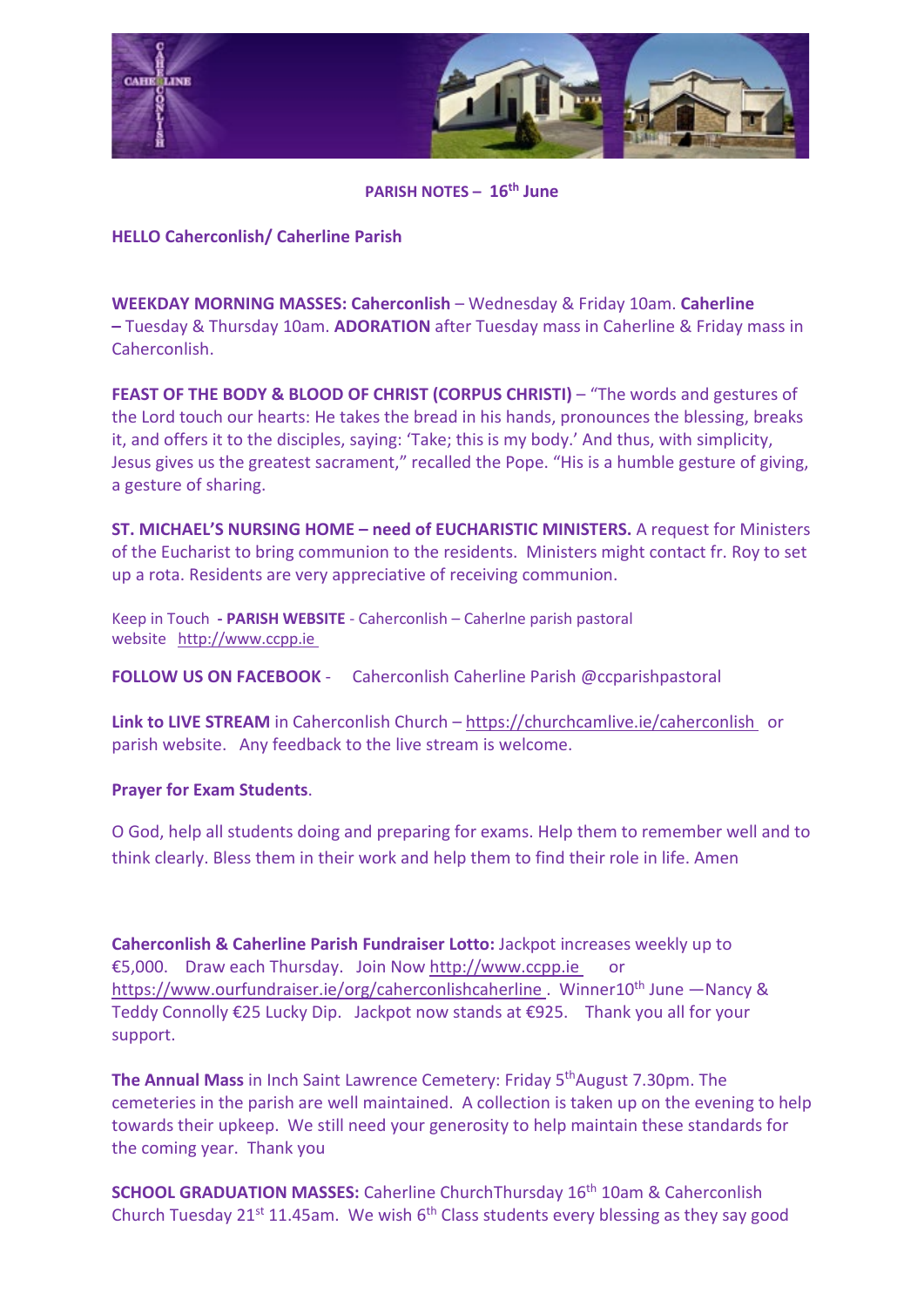**PARISH NOTES – 16th June**

**HELLO Caherconlish/ Caherline Parish**

**WEEKDAY MORNING MASSES: Caherconlish** – Wednesday & Friday 10am. **Caherline –** Tuesday & Thursday 10am. **ADORATION** after Tuesday mass in Caherline & Friday mass in Caherconlish.

**FEAST OF THE BODY & BLOOD OF CHRIST (CORPUS CHRISTI)** – "The words and gestures of the Lord touch our hearts: He takes the bread in his hands, pronounces the blessing, breaks it, and offers it to the disciples, saying: 'Take; this is my body.' And thus, with simplicity, Jesus gives us the greatest sacrament," recalled the Pope. "His is a humble gesture of giving, a gesture of sharing.

**ST. MICHAEL'S NURSING HOME – need of EUCHARISTIC MINISTERS.** A request for Ministers of the Eucharist to bring communion to the residents. Ministers might contact fr. Roy to set up a rota. Residents are very appreciative of receiving communion.

Keep in Touch **- PARISH WEBSITE** - Caherconlish – Caherlne parish pastoral website http://www.ccpp.ie

**FOLLOW US ON FACEBOOK** - Caherconlish Caherline Parish @ccparishpastoral

**Link to LIVE STREAM** in Caherconlish Church – https://churchcamlive.ie/caherconlish or parish website. Any feedback to the live stream is welcome.

**Prayer for Exam Students**.

O God, help all students doing and preparing for exams. Help them to remember well and to think clearly. Bless them in their work and help them to find their role in life. Amen

**Caherconlish & Caherline Parish Fundraiser Lotto:** Jackpot increases weekly up to €5,000. Draw each Thursday. Join Now http://www.ccpp.ie or https://www.ourfundraiser.ie/org/caherconlishcaherline . Winner10th June —Nancy & Teddy Connolly €25 Lucky Dip. Jackpot now stands at €925. Thank you all for your support.

**The Annual Mass** in Inch Saint Lawrence Cemetery: Friday 5thAugust 7.30pm. The cemeteries in the parish are well maintained. A collection is taken up on the evening to help towards their upkeep. We still need your generosity to help maintain these standards for the coming year. Thank you

**SCHOOL GRADUATION MASSES:** Caherline ChurchThursday 16th 10am & Caherconlish Church Tuesday 21st 11.45am. We wish 6th Class students every blessing as they say good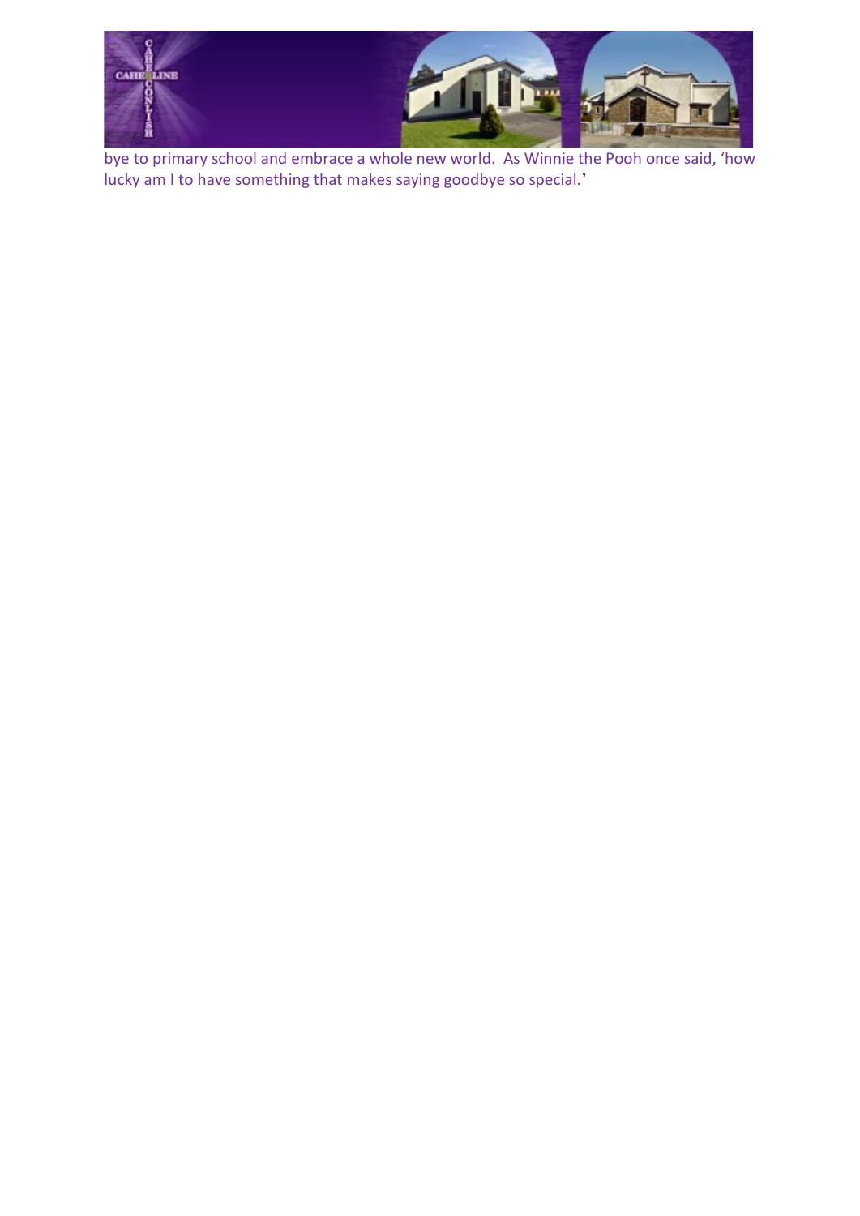bye to primary school and embrace a whole new world. As Winnie the Pooh once said, 'how lucky am I to have something that makes saying goodbye so special.'